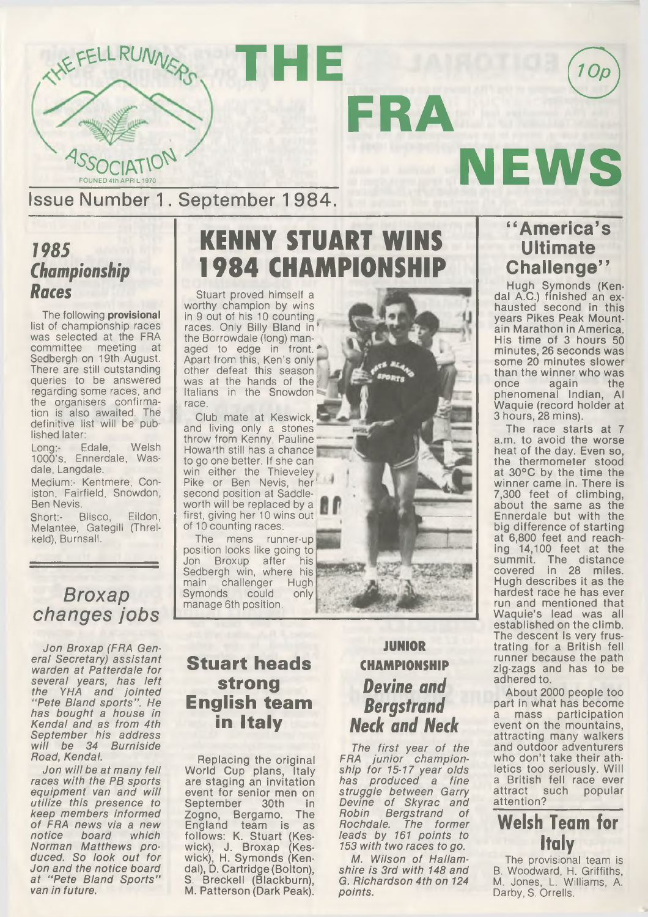# THE FRA NEWS

THE FELL RUNNERS ASSOCIATION — FOUNDED 4th APRIL 1970

10p

Issue Number 1. September 1984.

## 1985 Championship Races

The following **provisional** list of championship races was selected at the FRA committee meeting at Sedbergh on 19th August. There are still outstanding queries to be answered regarding some races, and the organisers confirmation is also awaited. The definitive list will be published later:

Long:- Edale, Welsh 1000's, Ennerdale, Wasdale, Langdale.

Medium:- Kentmere, Coniston, Fairfield, Snowdon, Ben Nevis.

Short:- Blisco, Eildon, Melantee, Gategill (Threlkeld), Burnsall.

## Broxap changes jobs

*Jon Broxap (FRA General Secretary) assistant warden at Patterdale for several years, has left the YHA and jointed "Pete Bland sports". He has bought a house in Kendal and as from 4th September his address will be 34 Burniside Road, Kendal.*

*Jon will be at many fell races with the PB sports equipment van and will utilize this presence to keep members informed of FRA news via a new notice board which Norman Matthews produced. So look out for Jon and the notice board at "Pete Bland Sports" van in future.*

## KENNY STUART WINS 1984 CHAMPIONSHIP

Stuart proved himself a worthy champion by wins in 9 out of his 10 counting races. Only Billy Bland in the Borrowdale (long) managed to edge in front. Apart from this, Ken's only other defeat this season was at the hands of the Italians in the Snowdon race.

Club mate at Keswick, and living only a stones throw from Kenny, Pauline Howarth still has a chance to go one better. If she can win either the Thieveley Pike or Ben Nevis, her second position at Saddleworth will be replaced by a first, giving her 10 wins out of 10 counting races.

The mens runner-up position looks like going to Jon Broxup after his Sedbergh win, where his main challenger Hugh Symonds could only manage 6th position.

## Stuart heads strong English team in Italy

Replacing the original World Cup plans, Italy are staging an invitation event for senior men on September 30th in Zogno, Bergamo. The England team is as follows: K. Stuart (Keswick), J. Broxap (Keswick), H. Symonds (Kendal), D. Cartridge (Bolton), S. Breckell (Blackburn), M. Patterson (Dark Peak).

## JUNIOR CHAMPIONSHIP
## Devine and Bergstrand Neck and Neck

*The first year of the FRA junior championship for 15-17 year olds has produced a fine struggle between Garry Devine of Skyrac and Robin Bergstrand of Rochdale. The former leads by 161 points to 153 with two races to go.*

*M. Wilson of Hallamshire is 3rd with 148 and G. Richardson 4th on 124 points.*

## "America's Ultimate Challenge"

Hugh Symonds (Kendal A.C.) finished an exhausted second in this years Pikes Peak Mountain Marathon in America. His time of 3 hours 50 minutes, 26 seconds was some 20 minutes slower than the winner who was once again the phenomenal Indian, Al Waquie (record holder at 3 hours, 28 mins).

The race starts at 7 a.m. to avoid the worse heat of the day. Even so, the thermometer stood at 30°C by the time the winner came in. There is 7,300 feet of climbing, about the same as the Ennerdale but with the big difference of starting at 6,800 feet and reaching 14,100 feet at the summit. The distance covered in 28 miles. Hugh describes it as the hardest race he has ever run and mentioned that Waquie's lead was all established on the climb. The descent is very frustrating for a British fell runner because the path zig-zags and has to be adhered to.

About 2000 people too part in what has become a mass participation event on the mountains, attracting many walkers and outdoor adventurers who don't take their athletics too seriously. Will a British fell race ever attract such popular attention?

## Welsh Team for Italy

The provisional team is B. Woodward, H. Griffiths, M. Jones, L. Williams, A. Darby, S. Orrells.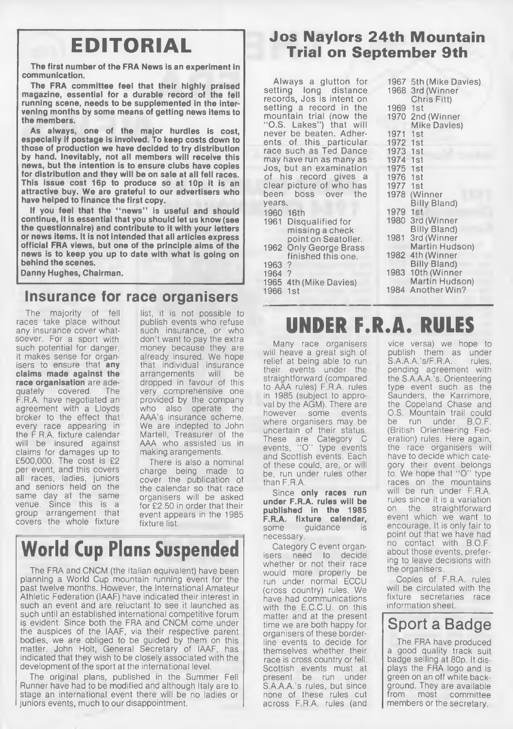# EDITORIAL

**The first number of the FRA News is an experiment in communication.**

**The FRA committee feel that their highly praised magazine, essential for a durable record of the fell running scene, needs to be supplemented in the intervening months by some means of getting news items to the members.**

**As always, one of the major hurdles is cost, especially if postage is involved. To keep costs down to those of production we have decided to try distribution by hand. Inevitably, not all members will receive this news, but the intention is to ensure clubs have copies for distribution and they will be on sale at all fell races. This issue cost 16p to produce so at 10p it is an attractive buy. We are grateful to our advertisers who have helped to finance the first copy.**

**If you feel that the "news" is useful and should continue, it is essential that you should let us know (see the questionnaire) and contribute to it with your letters or news items. It is not intended that all articles express official FRA views, but one of the principle aims of the news is to keep you up to date with what is going on behind the scenes.**

**Danny Hughes, Chairman.**

## Insurance for race organisers

The majority of fell races take place without any insurance cover whatsoever. For a sport with such potential for danger, it makes sense for organisers to ensure that **any claims made against the race organisation** are adequately covered. The F.R.A. have negotiated an agreement with a Lloyds broker to the effect that every race appearing in the F.R.A. fixture calendar will be insured against claims for damages up to £500,000. The cost is £2 per event, and this covers all races, ladies, juniors and seniors held on the same day at the same venue. Since this is a group arrangement that covers the whole fixture list, it is not possible to publish events who refuse such insurance, or who don't want to pay the extra money because they are already insured. We hope that individual insurance arrangements will be dropped in favour of this very comprehensive one provided by the company who also operate the AAA's insurance scheme. We are indepted to John Martell, Treasurer of the AAA who assisted us in making arrangements.

There is also a nominal charge being made to cover the publication of the calendar so that race organisers will be asked for £2.50 in order that their event appears in the 1985 fixture list.

# World Cup Plans Suspended

The FRA and CNCM (the Italian equivalent) have been planning a World Cup mountain running event for the past twelve months. However, the International Amateur Athletic Federation (IAAF) have indicated their interest in such an event and are reluctant to see it launched as such until an established international competitive forum is evident. Since both the FRA and CNCM come under the auspices of the IAAF, via their respective parent bodies, we are obliged to be guided by them on this matter. John Holt, General Secretary of IAAF, has indicated that they wish to be closely associated with the development of the sport at the international level.

The original plans, published in the Summer Fell Runner have had to be modified and although Italy are to stage an international event there will be no ladies or juniors events, much to our disappointment.

## Jos Naylors 24th Mountain Trial on September 9th

Always a glutton for setting long distance records, Jos is intent on setting a record in the mountain trial (now the "O.S. Lakes") that will never be beaten. Adherents of this particular race such as Ted Dance may have run as many as Jos, but an examination of his record gives a clear picture of who has been boss over the years.

1960 16th
1961 Disqualified for missing a check point on Seatoller.
1962 Only George Brass finished this one.
1963 ?
1964 ?
1965 4th (Mike Davies)
1966 1st
1967 5th (Mike Davies)
1968 3rd (Winner Chris Fitt)
1969 1st
1970 2nd (Winner Mike Davies)
1971 1st
1972 1st
1973 1st
1974 1st
1975 1st
1976 1st
1977 1st
1978 (Winner Billy Bland)
1979 1st
1980 3rd (Winner Billy Bland)
1981 3rd (Winner Martin Hudson)
1982 4th (Winner Billy Bland)
1983 10th (Winner Martin Hudson)
1984 Another Win?

# UNDER F.R.A. RULES

Many race organisers will heave a great sigh of relief at being able to run their events under the straightforward (compared to AAA rules) F.R.A. rules in 1985 (subject to approval by the AGM). There are however some events where organisers may be uncertain of their status. These are Category C events, "O" type events and Scottish events. Each of these could, are, or will be, run under rules other than F.R.A.

Since **only races run under F.R.A. rules will be published in the 1985 F.R.A. fixture calendar,** some guidance is necessary.

Category C event organisers need to decide whether or not their race would more properly be run under normal ECCU (cross country) rules. We have had communications with the E.C.C.U. on this matter and at the present time we are both happy for organisers of these borderline events to decide for themselves whether their race is cross country or fell. Scottish events must at present be run under S.A.A.A.'s rules, but since none of these rules cut across F.R.A. rules (and vice versa) we hope to publish them as under S.A.A.A.'s/F.R.A. rules, pending agreement with the S.A.A.A.'s. Orienteering type event such as the Saunders, the Karrimore, the Copeland Chase and O.S. Mountain trail could be run under B.O.F. (British Orienteering Federation) rules. Here again, the race organisers will have to decide which category their event belongs to. We hope that "O" type races on the mountains will be run under F.R.A. rules since it is a variation on the straightforward event which we want to encourage. It is only fair to point out that we have had no contact with B.O.F. about those events, prefering to leave decisions with the organisers.

Copies of F.R.A. rules will be circulated with the fixture secretaries race information sheet.

## Sport a Badge

The FRA have produced a good quality track suit badge selling at 80p. It displays the FRA logo and is green on an off white background. They are available from most committee members or the secretary.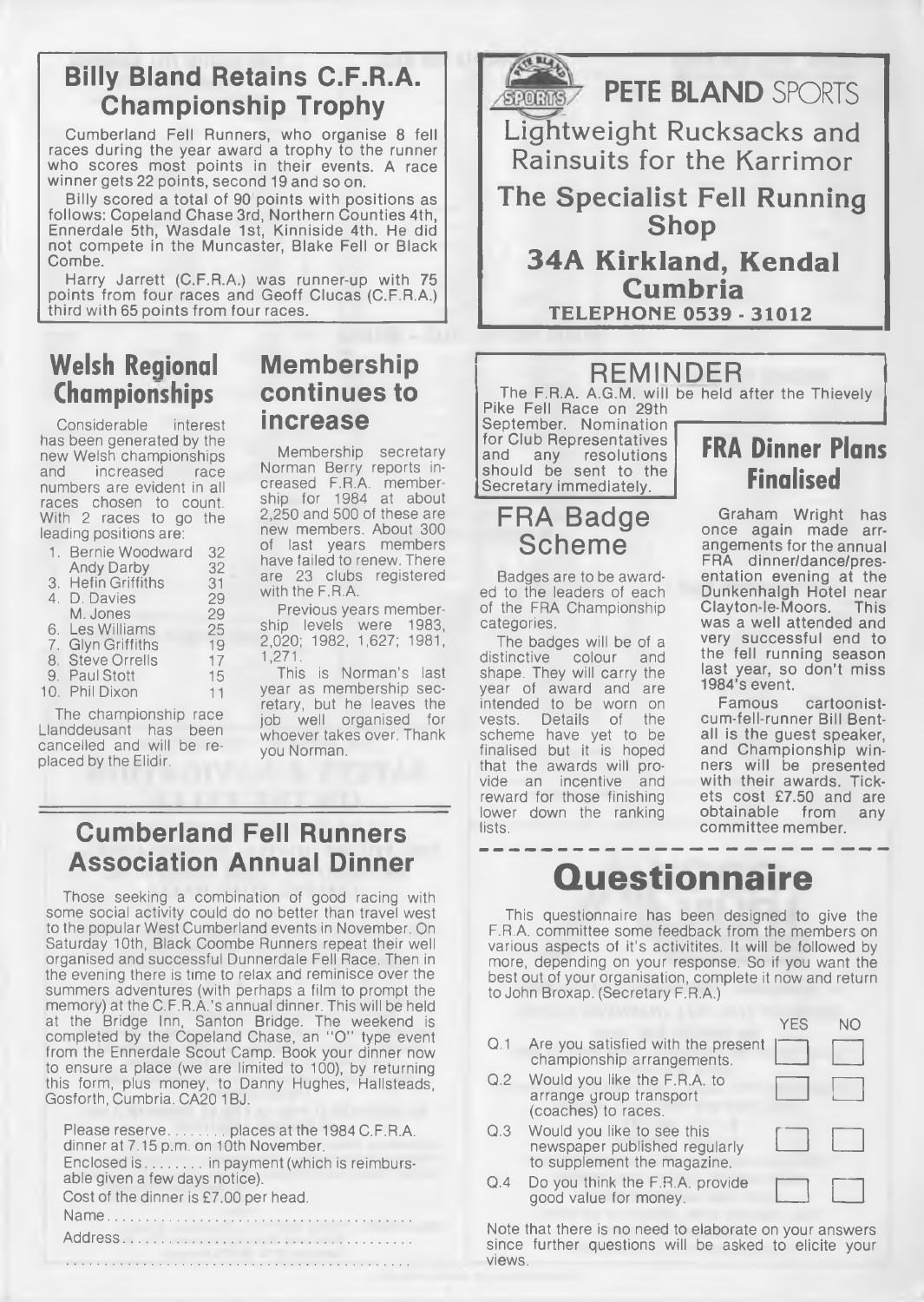## Billy Bland Retains C.F.R.A. Championship Trophy

Cumberland Fell Runners, who organise 8 fell races during the year award a trophy to the runner who scores most points in their events. A race winner gets 22 points, second 19 and so on.

Billy scored a total of 90 points with positions as follows: Copeland Chase 3rd, Northern Counties 4th, Ennerdale 5th, Wasdale 1st, Kinniside 4th. He did not compete in the Muncaster, Blake Fell or Black Combe.

Harry Jarrett (C.F.R.A.) was runner-up with 75 points from four races and Geoff Clucas (C.F.R.A.) third with 65 points from four races.

## Welsh Regional Championships

Considerable interest has been generated by the new Welsh championships and increased race numbers are evident in all races chosen to count. With 2 races to go the leading positions are:

| | | |
|---|---|---|
| 1. | Bernie Woodward | 32 |
| | Andy Darby | 32 |
| 3. | Hefin Griffiths | 31 |
| 4. | D. Davies | 29 |
| | M. Jones | 29 |
| 6. | Les Williams | 25 |
| 7. | Glyn Griffiths | 19 |
| 8. | Steve Orrells | 17 |
| 9. | Paul Stott | 15 |
| 10. | Phil Dixon | 11 |

The championship race Llanddeusant has been cancelled and will be replaced by the Elidir.

## Membership continues to increase

Membership secretary Norman Berry reports increased F.R.A. membership for 1984 at about 2,250 and 500 of these are new members. About 300 of last years members have failed to renew. There are 23 clubs registered with the F.R.A.

Previous years membership levels were 1983, 2,020; 1982, 1,627; 1981, 1,271.

This is Norman's last year as membership secretary, but he leaves the job well organised for whoever takes over. Thank you Norman.

## Cumberland Fell Runners Association Annual Dinner

Those seeking a combination of good racing with some social activity could do no better than travel west to the popular West Cumberland events in November. On Saturday 10th, Black Coombe Runners repeat their well organised and successful Dunnerdale Fell Race. Then in the evening there is time to relax and reminisce over the summers adventures (with perhaps a film to prompt the memory) at the C.F.R.A.'s annual dinner. This will be held at the Bridge Inn, Santon Bridge. The weekend is completed by the Copeland Chase, an "O" type event from the Ennerdale Scout Camp. Book your dinner now to ensure a place (we are limited to 100), by returning this form, plus money, to Danny Hughes, Hallsteads, Gosforth, Cumbria. CA20 1BJ.

Please reserve........ places at the 1984 C.F.R.A. dinner at 7.15 p.m. on 10th November.
Enclosed is........ in payment (which is reimbursable given a few days notice).
Cost of the dinner is £7.00 per head.
Name........................................
Address.....................................
............................................

## PETE BLAND SPORTS

**Lightweight Rucksacks and Rainsuits for the Karrimor**

**The Specialist Fell Running Shop**

**34A Kirkland, Kendal Cumbria**

**TELEPHONE 0539 - 31012**

## REMINDER

The F.R.A. A.G.M. will be held after the Thievely Pike Fell Race on 29th September. Nomination for Club Representatives and any resolutions should be sent to the Secretary immediately.

## FRA Badge Scheme

Badges are to be awarded to the leaders of each of the FRA Championship categories.

The badges will be of a distinctive colour and shape. They will carry the year of award and are intended to be worn on vests. Details of the scheme have yet to be finalised but it is hoped that the awards will provide an incentive and reward for those finishing lower down the ranking lists.

## FRA Dinner Plans Finalised

Graham Wright has once again made arrangements for the annual FRA dinner/dance/presentation evening at the Dunkenhalgh Hotel near Clayton-le-Moors. This was a well attended and very successful end to the fell running season last year, so don't miss 1984's event.

Famous cartoonist-cum-fell-runner Bill Bentall is the guest speaker, and Championship winners will be presented with their awards. Tickets cost £7.50 and are obtainable from any committee member.

## Questionnaire

This questionnaire has been designed to give the F.R.A. committee some feedback from the members on various aspects of it's activitites. It will be followed by more, depending on your response. So if you want the best out of your organisation, complete it now and return to John Broxap. (Secretary F.R.A.)

| | | YES | NO |
|---|---|---|---|
| Q.1 | Are you satisfied with the present championship arrangements. | ☐ | ☐ |
| Q.2 | Would you like the F.R.A. to arrange group transport (coaches) to races. | ☐ | ☐ |
| Q.3 | Would you like to see this newspaper published regularly to supplement the magazine. | ☐ | ☐ |
| Q.4 | Do you think the F.R.A. provide good value for money. | ☐ | ☐ |

Note that there is no need to elaborate on your answers since further questions will be asked to elicite your views.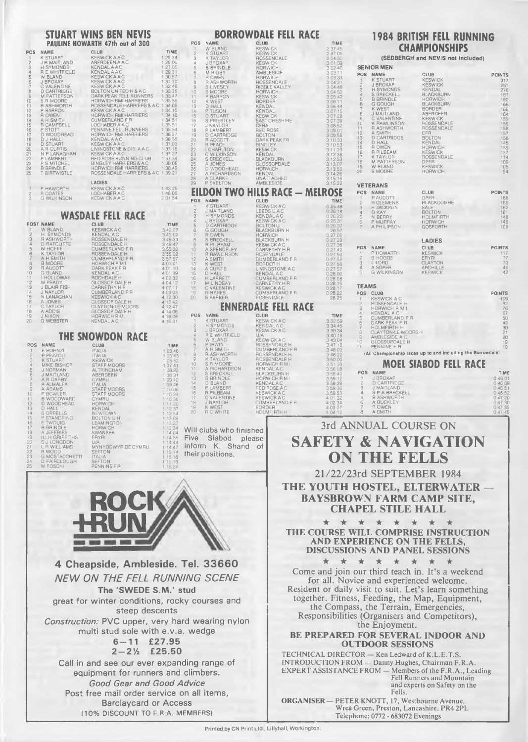## STUART WINS BEN NEVIS

### PAULINE HOWARTH 47th out of 300

| POS | NAME | CLUB | TIME |
|---|---|---|---|
| 1 | K STUART | KESWICK A A C | 1 25 34 |
| 2 | J R MAITLAND | ABERDEEN A A C | 1 26 06 |
| 3 | H SYMONDS | KENDAL A A C | 1 27 05 |
| 4 | R E WHITFIELD | KENDAL A A C | 1 29 31 |
| 5 | W BLAND | KESWICK A A C | 1 30 57 |
| 6 | J BROXAP | KESWICK A A C | 1 31 30 |
| 7 | C VALENTINE | KESWICK A A C | 1 32 46 |
| 8 | D CARTRIDGE | BOLTON UNITED H & A C | 1 33 36 |
| 9 | M PATTERSON | DARK PEAK FELL RUNNERS | 1 33 47 |
| 10 | S R MOORE | HORWICH RMI HARRIERS | 1 33 56 |
| 11 | R ASHWORTH | ROSSENDALE HARRIERS & A C | 1 34 08 |
| 12 | P BARRON | KESWICK A A C | 1 34 15 |
| 13 | R OWEN | HORWICH RMI HARRIERS | 1 34 18 |
| 14 | A H SMITH | CUMBERLAND F R | 1 34 51 |
| 15 | R CAMPBELL | LOCHABER A A C | 1 35 51 |
| 16 | P STOTT | PENNINE FELL RUNNERS | 1 35 54 |
| 17 | D WOODHEAD | HORWICH RMI HARRIERS | 1 36 27 |
| 18 | D J HALL | KENDAL A A C | 1 36 56 |
| 19 | D STUART | KESWICK A A C | 1 37 03 |
| 20 | A R CURTIS | LIVINGSTONE & DIS A A C | 1 37 16 |
| 21 | N P LANAGHAN | KESWICK A A C | 1 37 27 |
| 22 | P LAMBERT | RED ROSE RUNNING CLUB | 1 37 34 |
| 23 | P S MITCHEL | BINGLEY HARRIERS & A C | 1 38 08 |
| 24 | B BRINDLE | HORWICH RMI HARRIERS | 1 38 49 |
| 25 | T BIRTWISTLE | ROSSENDALE HARRIERS & A C | 1 39 21 |

LADIES

| | | | |
|---|---|---|---|
| 1 | P HAWORTH | KESWICK A A C | 1 43 25 |
| 2 | R COATES | LOCHABER A A C | 1 46 06 |
| 3 | G WILKINSON | KESWICK A A C | 2 01 54 |

## WASDALE FELL RACE

| POST | NAME | CLUB | TIME |
|---|---|---|---|
| 1 | W BLAND | KESWICK A C | 3 42 27 |
| 2 | H SYMONDS | KENDAL A C | 3 43 02 |
| 3 | R ASHWORTH | ROSSENDALE H | 3 49 33 |
| 4 | D RATCLIFFE | ROSSENDALE H | 3 49 47 |
| 5 | M HOFFE | CUMBERLAND F R | 3 53 30 |
| 6 | K TAYLOR | ROSSENDALE H | 3 55 02 |
| 7 | A H SMITH | CUMBERLAND F R | 3 57 57 |
| 8 | B MOORE | HORWICH R M I | 4 01 01 |
| 9 | R AUCOTT | DARK PEAK F R | 4 01 10 |
| 10 | D BLAND | KENDAL A C | 4 01 39 |
| 11 | I HOLLOWAY | ROCHDALE H | 4 02 32 |
| 12 | M PRADY | GLOSSOP DALE H | 4 04 12 |
| 13 | J BLAIR FISH | CARNETHY H R | 4 07 17 |
| 14 | J NAYLOR | CUMBERLAND F R | 4 09 03 |
| 15 | N LANAGHAN | KESWICK A C | 4 12 30 |
| 16 | A JONES | GLOSSOP DALE H | 4 12 42 |
| 17 | C TAYLOR | CLAYTON-LE-MOORS | 4 12 47 |
| 18 | A ADDIS | GLOSSOP DALE H | 4 14 06 |
| 19 | J NIXON | HORWICH R M I | 4 16 08 |
| 20 | G WEBSTER | KENDAL A C | 4 16 31 |

## THE SNOWDON RACE

| POS | NAME | CLUB | TIME |
|---|---|---|---|
| 1 | F BOHNZI | ITALIA | 1 03 46 |
| 2 | P PEZZOLI | ITALIA | 1 05 43 |
| 3 | K STUART | KESWICK | 1 05 52 |
| 4 | MIKE BISHOP | STAFF MOORS | 1 07 41 |
| 5 | J NORMAN | ALTRINCHAM | 1 08 23 |
| 6 | J MAITLAND | ABERDEEN | 1 08 31 |
| 7 | A R DARBY | CYMRU | 1 09 12 |
| 8 | A ALMALFA | ITALIA | 1 09 48 |
| 9 | A ADAMS | STAFF MOORS | 1 10 00 |
| 10 | P BOWLER | STAFF MOORS | 1 10 23 |
| 11 | B WOODWARD | CYMRU | 1 10 36 |
| 12 | D WOODHEAD | HORWICH | 1 11 20 |
| 13 | D HALL | KENDAL | 1 12 37 |
| 14 | S ORRELLS | NEWTOWN | 1 12 54 |
| 15 | P STANDRING | BOLTON U H | 1 13 09 |
| 16 | E TWOUIG | LEAMINGTON | 1 13 27 |
| 17 | B BRINDLE | HORWICH | 1 13 34 |
| 18 | A JEFFRIES | SWANSEA | 1 14 04 |
| 19 | (L) H GRIFFITHS | ERYRI | 1 14 36 |
| 20 | S J LONGDON | U/A | 1 14 44 |
| 21 | L R WILLIAMS | MYNYDDWYR DE CYMRU | 1 14 47 |
| 22 | R WOOD | SEFTON | 1 15 14 |
| 23 | G MOSTACCHETTI | ITALIA | 1 15 16 |
| 24 | D FAIRCLOUGH | SEFTON | 1 15 19 |
| 25 | M FOSCHI | PENNINE F R | 1 15 24 |

## BORROWDALE FELL RACE

| POS | NAME | CLUB | TIME |
|---|---|---|---|
| 1 | W BLAND | KESWICK | 2 37 45 |
| 2 | K STUART | KESWICK | 2 47 05 |
| 3 | K TAYLOR | ROSSENDALE | 2 54 30 |
| 4 | J BROXAP | KESWICK | 3 01 39 |
| 5 | B BRINDLE | HORWICH | 3 02 40 |
| 6 | M RIGBY | AMBLESIDE | 3 03 11 |
| 7 | R OWEN | HORWICH | 3 03 33 |
| 8 | R ASHWORTH | ROSSENDALE | 3 04 21 |
| 9 | S LIVESEY | RIBBLE VALLEY | 3 04 48 |
| 10 | S MOORE | HORWICH | 3 04 52 |
| 11 | P BARRON | KESWICK | 3 05 42 |
| 12 | K WEST | BORDER | 3 06 11 |
| 13 | D HALL | KENDAL | 3 06 44 |
| 14 | P TUSON | KENDAL | 3 07 15 |
| 15 | D STUART | KESWICK | 3 07 28 |
| 16 | S PRIESTLEY | EAST CHESHIRE | 3 07 39 |
| 17 | J NAYLOR | CFRA | 3 08 52 |
| 18 | P LAMBERT | RED ROSE | 3 09 01 |
| 19 | D CARTRIDGE | BOLTON | 3 09 56 |
| 20 | R ADCOTT | DARK PEAK FR | 3 10 33 |
| 21 | B PEACE | BINGLEY | 3 10 53 |
| 22 | I CHARLTON | KESWICK | 3 11 33 |
| 23 | C WILKINSON | KENDAL | 3 12 36 |
| 24 | S BRECKELL | BLACKBURN | 3 12 53 |
| 25 | A JONES | GLOSSOPDALE | 3 13 07 |
| 26 | D WOODHEAD | HORWICH | 3 13 50 |
| 27 | A RICHARDSON | KENDAL | 3 14 26 |
| 28 | A CLARKE | UNATTACHED | 3 15 16 |
| 29 | P SKELTON | AMBLESIDE | 3 15 22 |

## EILDON TWO HILLS RACE — MELROSE

| POS | NAME | CLUB | TIME |
|---|---|---|---|
| 1 | K STUART | KESWICK A C | 0 25 48 |
| 2 | J MAITLAND | LEEDS U A C | 0 26 14 |
| 3 | H SYMONDS | KENDAL A C | 0 26 20 |
| 4 | J BROXAP | KESWICK A C | 0 26 31 |
| 5 | D CARTRIDGE | BOLTON U | 0 26 37 |
| 6 | G GOUGH | BLACKBURN H | 26 57 |
| 7 | R OWEN | HORWICH | 0 27 05 |
| 8 | S BRECKELL | BLACKBURN H | 0 27 29 |
| 9 | R PILBEAM | KESWICK A C | 0 27 36 |
| 10 | A SPENCELEY | CARNETHY H R | 0 27 42 |
| 11 | R RAWLINSON | ROSENDALE | 0 27 50 |
| 12 | A SMITH | CUMBERLAND F R | 0 27 52 |
| 13 | K WEST | BORDER H | 0 27 56 |
| 14 | A CURTIS | LIVINGSTONE A C | 0 27 57 |
| 15 | D HALL | KENDAL A C | 0 28 00 |
| 16 | H JARRETT | CUMBERLAND F R | 0 28 08 |
| 17 | M LINDSAY | CARNETHY H R | 0 28 15 |
| 18 | C VALENTINE | KESWICK A C | 0 28 17 |
| 19 | G BYRES | CUMBERLAND F R | 0 28 22 |
| 20 | S PARKER | ROSENDALE | 28 25 |

## ENNERDALE FELL RACE

| POS | NAME | CLUB | TIME |
|---|---|---|---|
| 1 | K STUART | KESWICK A C | 3 32 59 |
| 2 | H SYMONDS | KENDAL A C | 3 34 45 |
| 3 | J BROXAP | KESWICK A C | 3 39 34 |
| 4 | R E WHITFIELD | U/A | 3 40 16 |
| 5 | W BLAND | KESWICK A C | 3 43 04 |
| 6 | P IRWIN | ROSSENDALE H | 3 47 18 |
| 7 | A H SMITH | CUMBERLAND F R | 3 48 03 |
| 8 | R ASHWORTH | ROSSENDALE H | 3 48 22 |
| 9 | K TAYLOR | ROSSENDALE H | 3 50 00 |
| 10 | S R MOORE | HORWICH R M I | 3 51 39 |
| 11 | A RICHARDSON | KENDAL A C | 3 56 08 |
| 12 | S BRECKALL | BLACKBURN H | 3 58 40 |
| 13 | B BRINDLE | HORWICH R M I | 3 59 12 |
| 14 | D BLAND | KENDAL A C | 3 59 29 |
| 15 | P LAMBERT | RED ROSE A C | 3 59 36 |
| 16 | R PILBEAM | KESWICK A C | 3 59 53 |
| 17 | C VALENTINE | KESWICK A C | 4 01 32 |
| 18 | J NAYLOR | CUMBERLAND F R | 4 02 34 |
| 19 | K WEST | BORDER | 4 03 27 |
| 20 | R C WHITE | HOLMFIRTH H | 4 04 12 |

Will clubs who finished Five Siabod please inform K. Shand of their positions.

## 1984 BRITISH FELL RUNNING CHAMPIONSHIPS

### (SEDBERGH and NEVIS not included)

SENIOR MEN

| POS | NAME | CLUB | POINTS |
|---|---|---|---|
| 1 | K STUART | KESWICK | 317 |
| 2 | J BROXAP | KESWICK | 281 |
| 3 | H SYMONDS | KENDAL | 276 |
| 4 | S BRECKELL | BLACKBURN | 187 |
| 5 | B BRINDLE | HORWICH | 182 |
| 6 | G GOUGH | BLACKBURN | 166 |
| 7 | K WEST | BORDER | 166 |
| 8 | J MAITLAND | ABERDEEN | 164 |
| 9 | C VALENTINE | KESWICK | 159 |
| 10 | K RAWLINSON | ROSSENDALE | 159 |
| 11 | R ASHWORTH | ROSSENDALE | 158 |
| 12 | A SMITH | CFR | 157 |
| 13 | D CARTRIDGE | BOLTON | 156 |
| 14 | D HALL | KENDAL | 145 |
| 15 | R OWEN | HORWICH | 139 |
| 16 | R PILBEAM | KESWICK | 137 |
| 17 | K TAYLOR | ROSSENDALE | 114 |
| 18 | M PATTERSON | DPFR | 109 |
| 19 | W BLAND | KESWICK | 105 |
| 20 | S MOORE | HORWICH | 94 |

VETERANS

| POS | NAME | CLUB | POINTS |
|---|---|---|---|
| 1 | R AUCOTT | DPFR | 188 |
| 2 | R CLEMENS | BLACKCOMBE | 186 |
| 3 | R JACKSON | SALE | 162 |
| 4 | D KAY | BOLTON | 161 |
| 5 | N BERRY | HOLMFIRTH | 148 |
| 6 | P MURRAY | HORWICH | 146 |
| 7 | A PHILIPSON | GOSFORTH | 109 |

LADIES

| POS | NAME | CLUB | POINTS |
|---|---|---|---|
| 1 | P HOWARTH | KESWICK | 117 |
| 2 | B HOGGE | ERYRI | 77 |
| 3 | L LORD | CLAYTON | 73 |
| 4 | A SOPER | ARCHILLE | 44 |
| 5 | G WILKINSON | KESWICK | 42 |

TEAMS

| POS | CLUB | POINTS |
|---|---|---|
| 1 | KESWICK A C | 109 |
| 2 | ROSSENDALE H | 82 |
| 3 | HORWICH R M I | 76 |
| 4 | KENDAL A C | 67 |
| 5 | CUMBERLAND F R | 50 |
| 6 | DARK PEAK F R | 43 |
| 7 | HOLMFIRTH H | 30 |
| 8 | CLAYTON-LE-MOORS H | 21 |
| 9 | AMBLESIDE A C | 20 |
| 10 | GLOSSOPDALE H | 19 |
| 11 | PENNINE F R | 19 |

(All Championship races up to and including the Borrowdale)

## MOEL SIABOD FELL RACE

| POS | NAME | TIME |
|---|---|---|
| 1 | J BROXAP | 0 46 01 |
| 2 | D CARTRIDGE | 0 46 09 |
| 3 | J MAITLAND | 0 46 51 |
| 4 | S P A BRECKELL | 0 46 52 |
| 5 | B ASHWORTH | 0 47 20 |
| 6 | A BUCKLEY | 0 47 30 |
| 7 | R OWEN | 0 47 35 |
| 8 | A SMITH | 0 47 45 |

**ROCK +RUN**

4 Cheapside, Ambleside. Tel. 33660

*NEW ON THE FELL RUNNING SCENE*

**The 'SWEDE S.M.' stud**

great for winter conditions, rocky courses and steep descents

*Construction:* PVC upper, very hard wearing nylon multi stud sole with e.v.a. wedge

**6–11 £27.95**
**2–2½ £25.50**

Call in and see our ever expanding range of equipment for runners and climbers.

*Good Gear and Good Advice*

Post free mail order service on all items, Barclaycard or Access

(10% DISCOUNT TO F.R.A. MEMBERS)

## 3rd ANNUAL COURSE ON
# SAFETY & NAVIGATION ON THE FELLS

21/22/23rd SEPTEMBER 1984

**THE YOUTH HOSTEL, ELTERWATER — BAYSBROWN FARM CAMP SITE, CHAPEL STILE HALL**

★ ★ ★ ★ ★ ★ ★ ★

**THE COURSE WILL COMPRISE INSTRUCTION AND EXPERIENCE ON THE FELLS, DISCUSSIONS AND PANEL SESSIONS**

★ ★ ★ ★ ★ ★ ★ ★

Come and join our third teach in. It's a weekend for all. Novice and experienced welcome. Resident or daily visit to suit. Let's learn something together. Fitness, Feeding, the Map, Equipment, the Compass, the Terrain, Emergencies, Responsibilities (Organisers and Competitors), the Enjoyment.

**BE PREPARED FOR SEVERAL INDOOR AND OUTDOOR SESSIONS**

TECHNICAL DIRECTOR — Ken Ledward of K.L.E.T.S.
INTRODUCTION FROM — Danny Hughes, Chairman F.R.A.
EXPERT ASSISTANCE FROM — Members of the F.R.A., Leading Fell Runners and Mountain and experts on Safety on the Fells.

**ORGANISER** — PETER KNOTT, 17, Westbourne Avenue, Wrea Green, Preston, Lancashire. PR4 2PL Telephone: 0772 - 683072 Evenings

Printed by CN Print Ltd., Lillyhall, Workington.